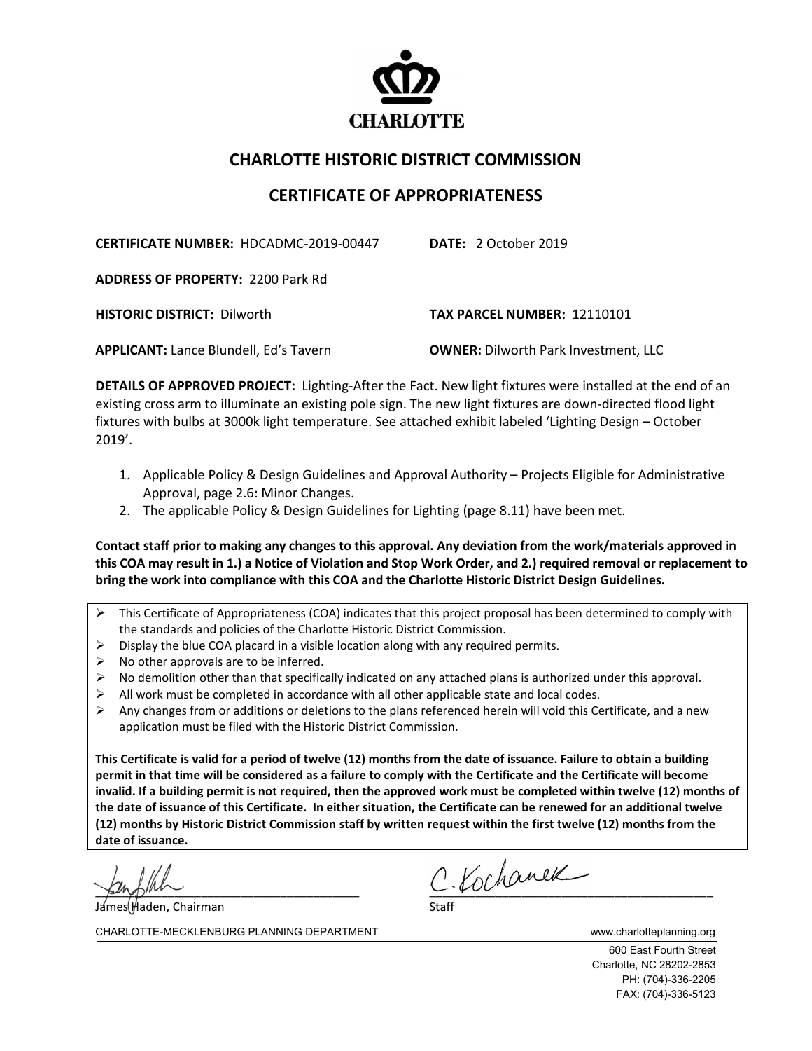CHARLOTTE

## CHARLOTTE HISTORIC DISTRICT COMMISSION

## CERTIFICATE OF APPROPRIATENESS

**CERTIFICATE NUMBER:** HDCADMC-2019-00447 **DATE:** 2 October 2019

**ADDRESS OF PROPERTY:** 2200 Park Rd

**HISTORIC DISTRICT:** Dilworth **TAX PARCEL NUMBER:** 12110101

**APPLICANT:** Lance Blundell, Ed's Tavern **OWNER:** Dilworth Park Investment, LLC

**DETAILS OF APPROVED PROJECT:** Lighting-After the Fact. New light fixtures were installed at the end of an existing cross arm to illuminate an existing pole sign. The new light fixtures are down-directed flood light fixtures with bulbs at 3000k light temperature. See attached exhibit labeled 'Lighting Design – October 2019'.

1. Applicable Policy & Design Guidelines and Approval Authority – Projects Eligible for Administrative Approval, page 2.6: Minor Changes.
2. The applicable Policy & Design Guidelines for Lighting (page 8.11) have been met.

**Contact staff prior to making any changes to this approval. Any deviation from the work/materials approved in this COA may result in 1.) a Notice of Violation and Stop Work Order, and 2.) required removal or replacement to bring the work into compliance with this COA and the Charlotte Historic District Design Guidelines.**

- This Certificate of Appropriateness (COA) indicates that this project proposal has been determined to comply with the standards and policies of the Charlotte Historic District Commission.
- Display the blue COA placard in a visible location along with any required permits.
- No other approvals are to be inferred.
- No demolition other than that specifically indicated on any attached plans is authorized under this approval.
- All work must be completed in accordance with all other applicable state and local codes.
- Any changes from or additions or deletions to the plans referenced herein will void this Certificate, and a new application must be filed with the Historic District Commission.

**This Certificate is valid for a period of twelve (12) months from the date of issuance. Failure to obtain a building permit in that time will be considered as a failure to comply with the Certificate and the Certificate will become invalid. If a building permit is not required, then the approved work must be completed within twelve (12) months of the date of issuance of this Certificate. In either situation, the Certificate can be renewed for an additional twelve (12) months by Historic District Commission staff by written request within the first twelve (12) months from the date of issuance.**

James Haden, Chairman

C. Kochanek
Staff

CHARLOTTE-MECKLENBURG PLANNING DEPARTMENT www.charlotteplanning.org

600 East Fourth Street
Charlotte, NC 28202-2853
PH: (704)-336-2205
FAX: (704)-336-5123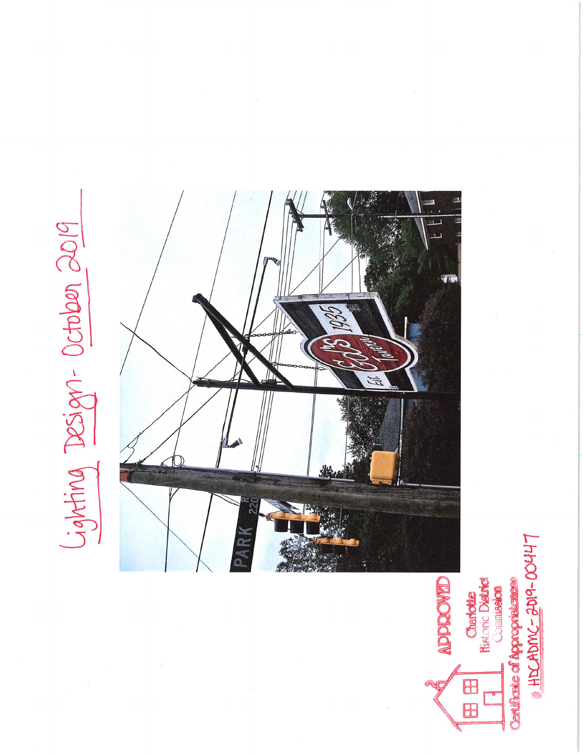Lighting Design- October 2019

APPROVED

Charlotte
Historic District
Commission

Certificate of Appropriateness

HDCADMC-2019-00447